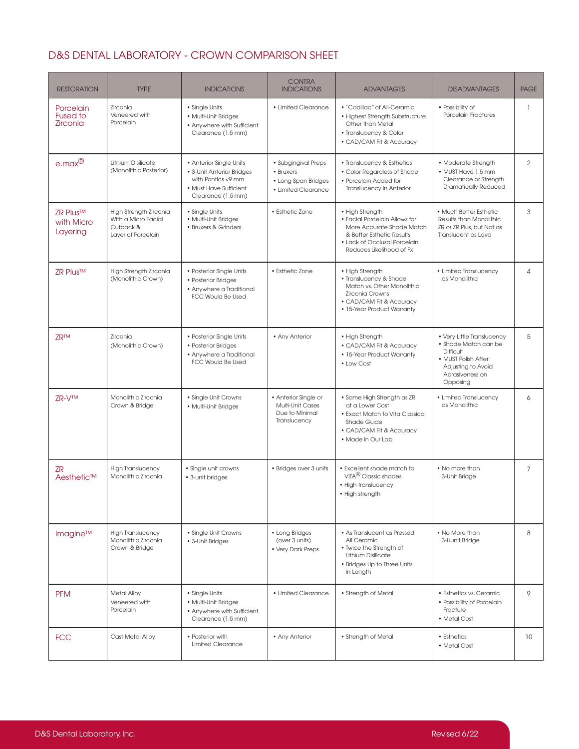# D&S DENTAL LABORATORY - CROWN COMPARISON SHEET

| RESTORATION | TYPE | INDICATIONS | CONTRA INDICATIONS | ADVANTAGES | DISADVANTAGES | PAGE |
|---|---|---|---|---|---|---|
| Porcelain Fused to Zirconia | Zirconia Veneered with Porcelain | • Single Units<br>• Multi-Unit Bridges<br>• Anywhere with Sufficient Clearance (1.5 mm) | • Limited Clearance | • "Cadillac" of All-Ceramic<br>• Highest Strength Substructure Other than Metal<br>• Translucency & Color<br>• CAD/CAM Fit & Accuracy | • Possibility of Porcelain Fractures | 1 |
| e.max® | Lithium Disilicate (Monolithic Posterior) | • Anterior Single Units<br>• 3-Unit Anterior Bridges with Pontics <9 mm<br>• Must Have Sufficient Clearance (1.5 mm) | • Subgingival Preps<br>• Bruxers<br>• Long Span Bridges<br>• Limited Clearance | • Translucency & Esthetics<br>• Color Regardless of Shade<br>• Porcelain Added for Translucency in Anterior | • Moderate Strength<br>• MUST Have 1.5 mm Clearance or Strength Dramatically Reduced | 2 |
| ZR Plus™ with Micro Layering | High Strength Zirconia With a Micro Facial Cutback & Layer of Porcelain | • Single Units<br>• Multi-Unit Bridges<br>• Bruxers & Grinders | • Esthetic Zone | • High Strength<br>• Facial Porcelain Allows for More Accurate Shade Match & Better Esthetic Results<br>• Lack of Occlusal Porcelain Reduces Likelihood of Fx | • Much Better Esthetic Results than Monolithic ZR or ZR Plus, but Not as Translucent as Lava | 3 |
| ZR Plus™ | High Strength Zirconia (Monolithic Crown) | • Posterior Single Units<br>• Posterior Bridges<br>• Anywhere a Traditional FCC Would Be Used | • Esthetic Zone | • High Strength<br>• Translucency & Shade Match vs. Other Monolithic Zirconia Crowns<br>• CAD/CAM Fit & Accuracy<br>• 15-Year Product Warranty | • Limited Translucency as Monolithic | 4 |
| ZR™ | Zirconia (Monolithic Crown) | • Posterior Single Units<br>• Posterior Bridges<br>• Anywhere a Traditional FCC Would Be Used | • Any Anterior | • High Strength<br>• CAD/CAM Fit & Accuracy<br>• 15-Year Product Warranty<br>• Low Cost | • Very Little Translucency<br>• Shade Match can be Difficult<br>• MUST Polish After Adjusting to Avoid Abrasiveness on Opposing | 5 |
| ZR-V™ | Monolithic Zirconia Crown & Bridge | • Single Unit Crowns<br>• Multi-Unit Bridges | • Anterior Single or Multi-Unit Cases Due to Minimal Translucency | • Same High Strength as ZR at a Lower Cost<br>• Exact Match to Vita Classical Shade Guide<br>• CAD/CAM Fit & Accuracy<br>• Made in Our Lab | • Limited Translucency as Monolithic | 6 |
| ZR Aesthetic™ | High Translucency Monolithic Zirconia | • Single unit crowns<br>• 3-unit bridges | • Bridges over 3 units | • Excellent shade match to VITA® Classic shades<br>• High translucency<br>• High strength | • No more than 3-Unit Bridge | 7 |
| Imagine™ | High Translucency Monolithic Zirconia Crown & Bridge | • Single Unit Crowns<br>• 3-Unit Bridges | • Long Bridges (over 3 units)<br>• Very Dark Preps | • As Translucent as Pressed All Ceramic<br>• Twice the Strength of Lithium Disilicate<br>• Bridges Up to Three Units in Length | • No More than 3-Uunit Bridge | 8 |
| PFM | Metal Alloy Veneered with Porcelain | • Single Units<br>• Multi-Unit Bridges<br>• Anywhere with Sufficient Clearance (1.5 mm) | • Limited Clearance | • Strength of Metal | • Esthetics vs. Ceramic<br>• Possibility of Porcelain Fracture<br>• Metal Cost | 9 |
| FCC | Cast Metal Alloy | • Posterior with Limited Clearance | • Any Anterior | • Strength of Metal | • Esthetics<br>• Metal Cost | 10 |

D&S Dental Laboratory, Inc. Revised 6/22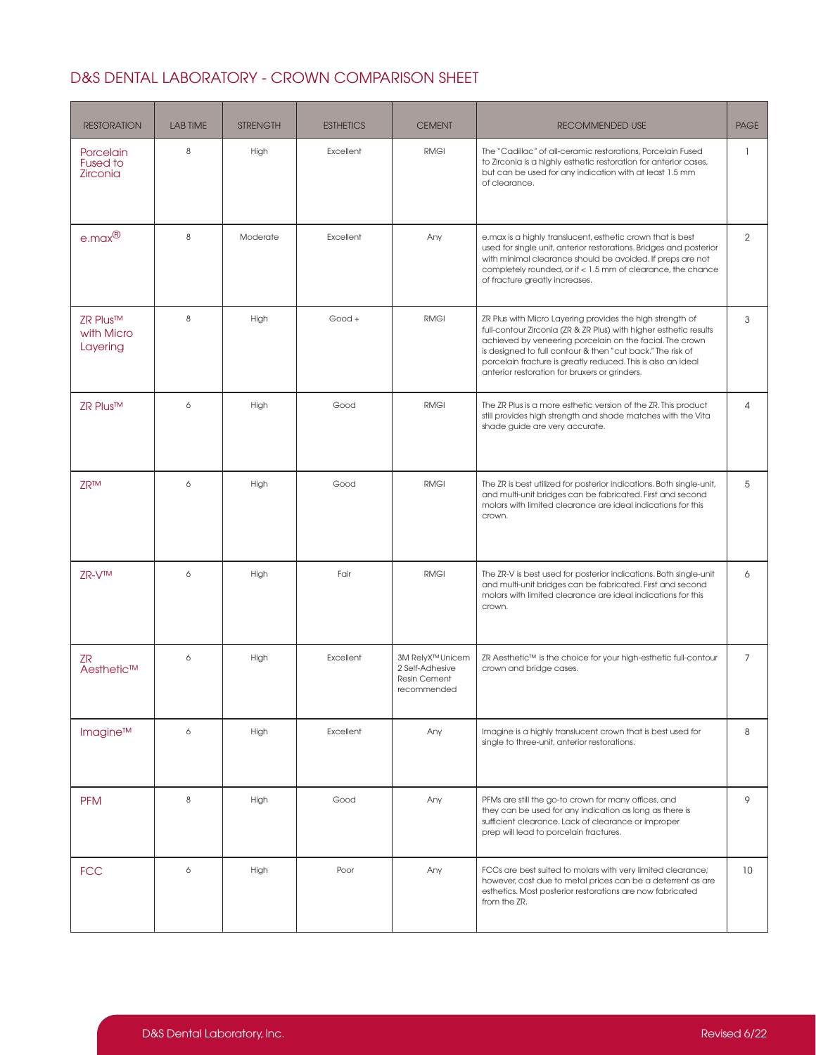## D&S DENTAL LABORATORY - CROWN COMPARISON SHEET

| RESTORATION | LAB TIME | STRENGTH | ESTHETICS | CEMENT | RECOMMENDED USE | PAGE |
|---|---|---|---|---|---|---|
| Porcelain Fused to Zirconia | 8 | High | Excellent | RMGI | The "Cadillac" of all-ceramic restorations, Porcelain Fused to Zirconia is a highly esthetic restoration for anterior cases, but can be used for any indication with at least 1.5 mm of clearance. | 1 |
| e.max® | 8 | Moderate | Excellent | Any | e.max is a highly translucent, esthetic crown that is best used for single unit, anterior restorations. Bridges and posterior with minimal clearance should be avoided. If preps are not completely rounded, or if < 1.5 mm of clearance, the chance of fracture greatly increases. | 2 |
| ZR Plus™ with Micro Layering | 8 | High | Good + | RMGI | ZR Plus with Micro Layering provides the high strength of full-contour Zirconia (ZR & ZR Plus) with higher esthetic results achieved by veneering porcelain on the facial. The crown is designed to full contour & then "cut back." The risk of porcelain fracture is greatly reduced. This is also an ideal anterior restoration for bruxers or grinders. | 3 |
| ZR Plus™ | 6 | High | Good | RMGI | The ZR Plus is a more esthetic version of the ZR. This product still provides high strength and shade matches with the Vita shade guide are very accurate. | 4 |
| ZR™ | 6 | High | Good | RMGI | The ZR is best utilized for posterior indications. Both single-unit, and multi-unit bridges can be fabricated. First and second molars with limited clearance are ideal indications for this crown. | 5 |
| ZR-V™ | 6 | High | Fair | RMGI | The ZR-V is best used for posterior indications. Both single-unit and multi-unit bridges can be fabricated. First and second molars with limited clearance are ideal indications for this crown. | 6 |
| ZR Aesthetic™ | 6 | High | Excellent | 3M RelyX™ Unicem 2 Self-Adhesive Resin Cement recommended | ZR Aesthetic™ is the choice for your high-esthetic full-contour crown and bridge cases. | 7 |
| Imagine™ | 6 | High | Excellent | Any | Imagine is a highly translucent crown that is best used for single to three-unit, anterior restorations. | 8 |
| PFM | 8 | High | Good | Any | PFMs are still the go-to crown for many offices, and they can be used for any indication as long as there is sufficient clearance. Lack of clearance or improper prep will lead to porcelain fractures. | 9 |
| FCC | 6 | High | Poor | Any | FCCs are best suited to molars with very limited clearance; however, cost due to metal prices can be a deterrent as are esthetics. Most posterior restorations are now fabricated from the ZR. | 10 |

D&S Dental Laboratory, Inc.

Revised 6/22